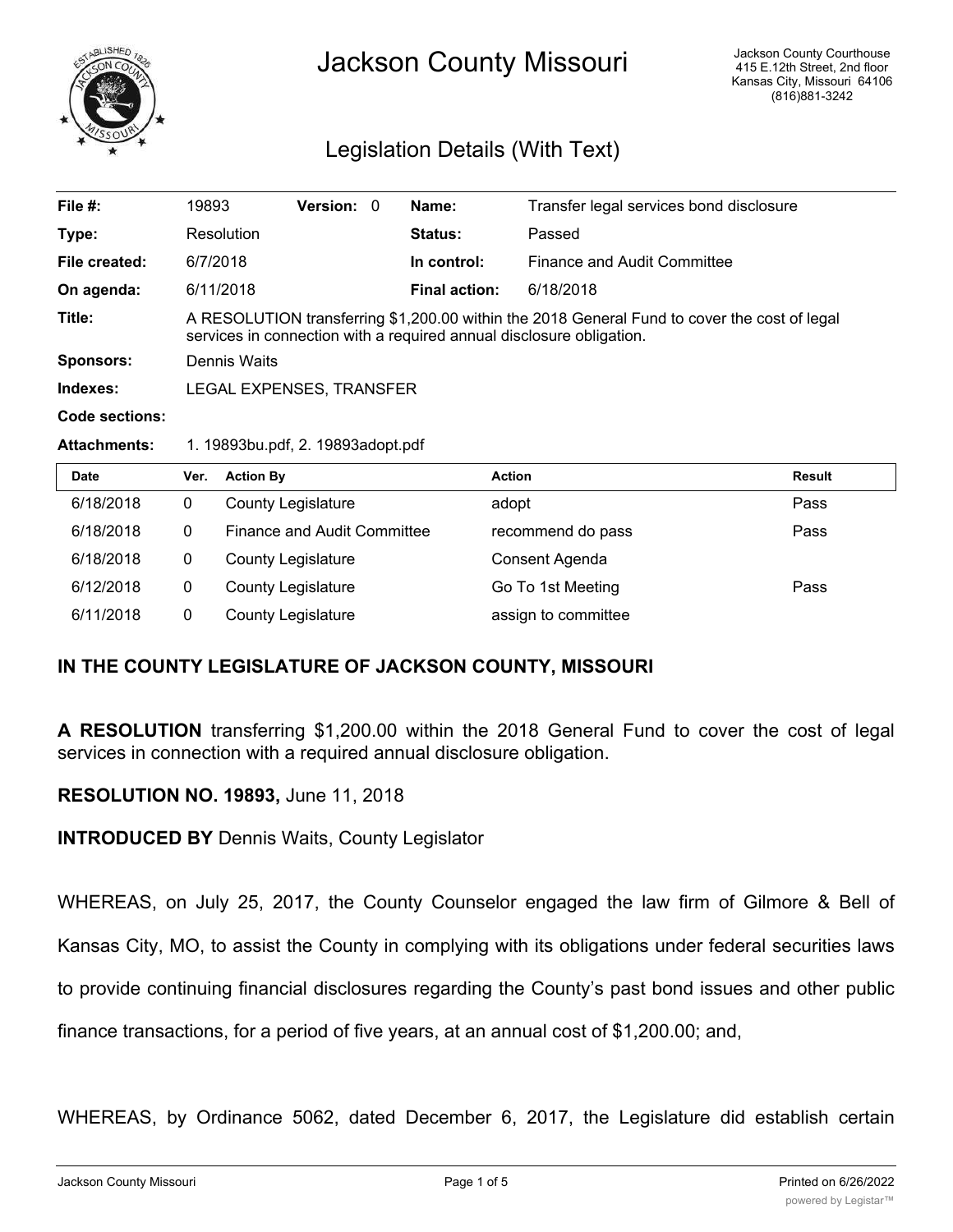# Jackson County Missouri

Jackson County Courthouse
415 E.12th Street, 2nd floor
Kansas City, Missouri 64106
(816)881-3242

## Legislation Details (With Text)

| | | | | | |
|---|---|---|---|---|---|
| **File #:** | 19893 | **Version:** | 0 | **Name:** | Transfer legal services bond disclosure |
| **Type:** | Resolution | | | **Status:** | Passed |
| **File created:** | 6/7/2018 | | | **In control:** | Finance and Audit Committee |
| **On agenda:** | 6/11/2018 | | | **Final action:** | 6/18/2018 |

**Title:** A RESOLUTION transferring $1,200.00 within the 2018 General Fund to cover the cost of legal services in connection with a required annual disclosure obligation.

**Sponsors:** Dennis Waits

**Indexes:** LEGAL EXPENSES, TRANSFER

**Code sections:**

**Attachments:** 1. 19893bu.pdf, 2. 19893adopt.pdf

| Date | Ver. | Action By | Action | Result |
|---|---|---|---|---|
| 6/18/2018 | 0 | County Legislature | adopt | Pass |
| 6/18/2018 | 0 | Finance and Audit Committee | recommend do pass | Pass |
| 6/18/2018 | 0 | County Legislature | Consent Agenda | |
| 6/12/2018 | 0 | County Legislature | Go To 1st Meeting | Pass |
| 6/11/2018 | 0 | County Legislature | assign to committee | |

**IN THE COUNTY LEGISLATURE OF JACKSON COUNTY, MISSOURI**

**A RESOLUTION** transferring $1,200.00 within the 2018 General Fund to cover the cost of legal services in connection with a required annual disclosure obligation.

**RESOLUTION NO. 19893,** June 11, 2018

**INTRODUCED BY** Dennis Waits, County Legislator

WHEREAS, on July 25, 2017, the County Counselor engaged the law firm of Gilmore & Bell of Kansas City, MO, to assist the County in complying with its obligations under federal securities laws to provide continuing financial disclosures regarding the County's past bond issues and other public finance transactions, for a period of five years, at an annual cost of $1,200.00; and,

WHEREAS, by Ordinance 5062, dated December 6, 2017, the Legislature did establish certain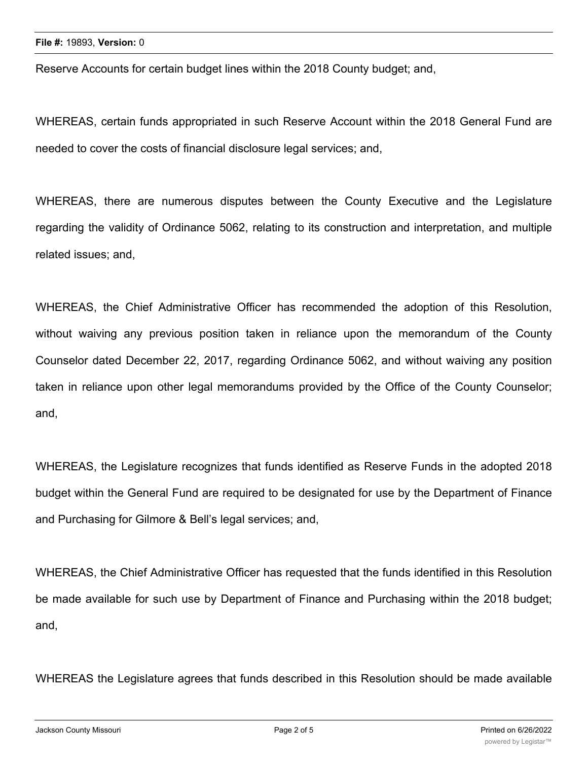Reserve Accounts for certain budget lines within the 2018 County budget; and,

WHEREAS, certain funds appropriated in such Reserve Account within the 2018 General Fund are needed to cover the costs of financial disclosure legal services; and,

WHEREAS, there are numerous disputes between the County Executive and the Legislature regarding the validity of Ordinance 5062, relating to its construction and interpretation, and multiple related issues; and,

WHEREAS, the Chief Administrative Officer has recommended the adoption of this Resolution, without waiving any previous position taken in reliance upon the memorandum of the County Counselor dated December 22, 2017, regarding Ordinance 5062, and without waiving any position taken in reliance upon other legal memorandums provided by the Office of the County Counselor; and,

WHEREAS, the Legislature recognizes that funds identified as Reserve Funds in the adopted 2018 budget within the General Fund are required to be designated for use by the Department of Finance and Purchasing for Gilmore & Bell's legal services; and,

WHEREAS, the Chief Administrative Officer has requested that the funds identified in this Resolution be made available for such use by Department of Finance and Purchasing within the 2018 budget; and,

WHEREAS the Legislature agrees that funds described in this Resolution should be made available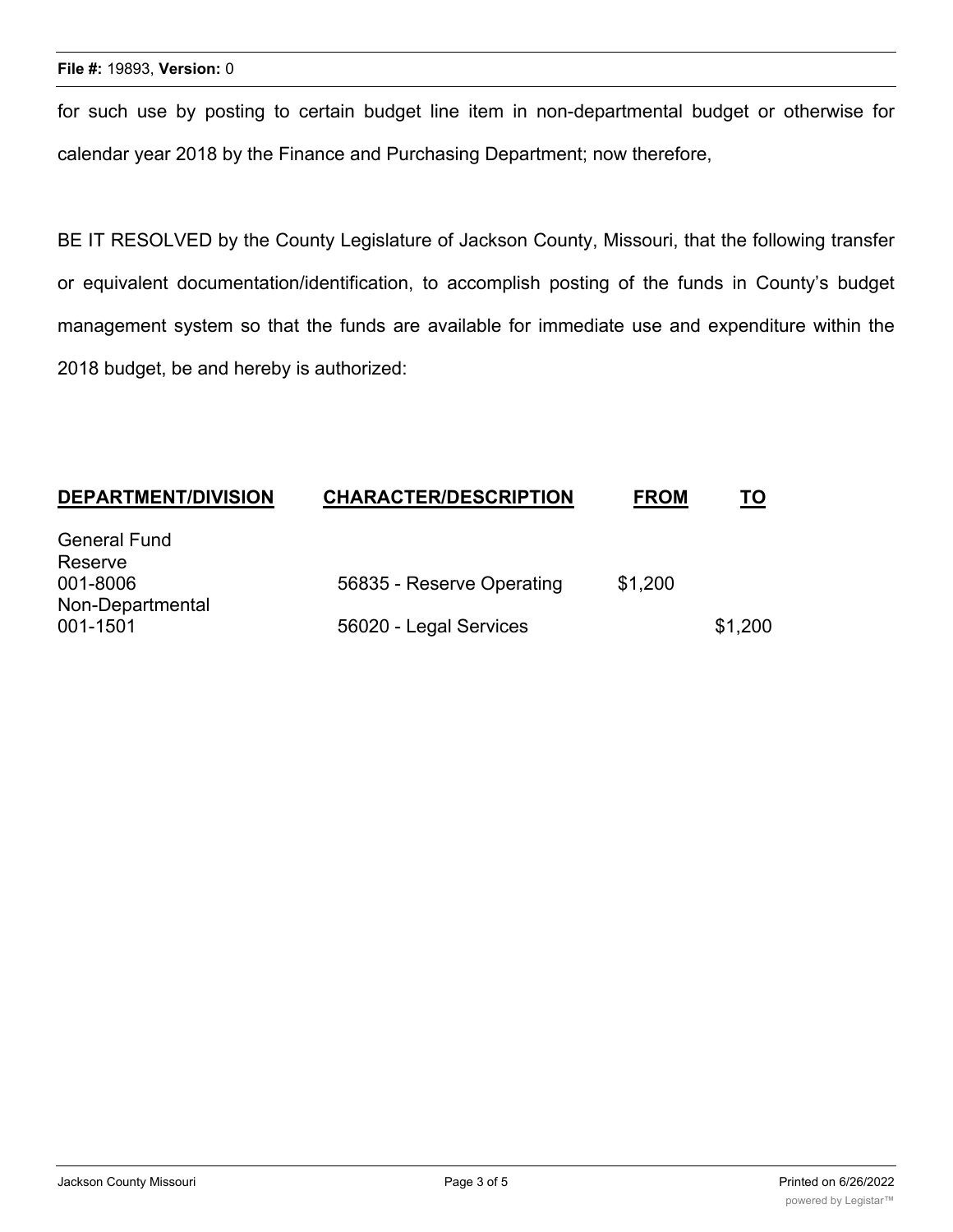for such use by posting to certain budget line item in non-departmental budget or otherwise for calendar year 2018 by the Finance and Purchasing Department; now therefore,

BE IT RESOLVED by the County Legislature of Jackson County, Missouri, that the following transfer or equivalent documentation/identification, to accomplish posting of the funds in County's budget management system so that the funds are available for immediate use and expenditure within the 2018 budget, be and hereby is authorized:

| DEPARTMENT/DIVISION | CHARACTER/DESCRIPTION | FROM | TO |
|---|---|---|---|
| General Fund Reserve 001-8006 | 56835 - Reserve Operating | $1,200 | |
| Non-Departmental 001-1501 | 56020 - Legal Services | | $1,200 |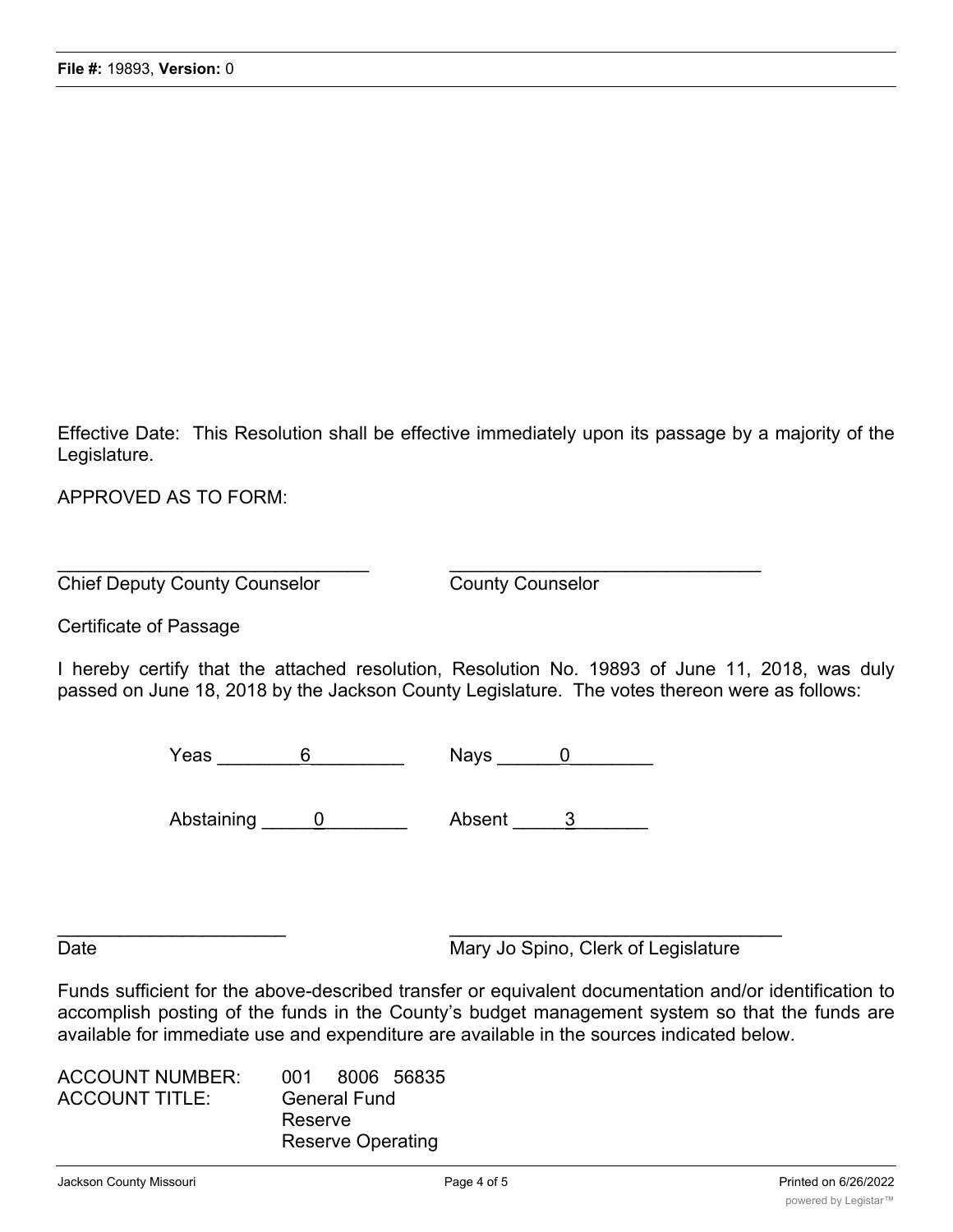Effective Date: This Resolution shall be effective immediately upon its passage by a majority of the Legislature.

APPROVED AS TO FORM:

______________________________ ______________________________
Chief Deputy County Counselor County Counselor

Certificate of Passage

I hereby certify that the attached resolution, Resolution No. 19893 of June 11, 2018, was duly passed on June 18, 2018 by the Jackson County Legislature. The votes thereon were as follows:

Yeas ____6____ Nays ____0____

Abstaining ____0____ Absent ____3____

______________________ ______________________________
Date Mary Jo Spino, Clerk of Legislature

Funds sufficient for the above-described transfer or equivalent documentation and/or identification to accomplish posting of the funds in the County's budget management system so that the funds are available for immediate use and expenditure are available in the sources indicated below.

ACCOUNT NUMBER: 001 8006 56835
ACCOUNT TITLE: General Fund
Reserve
Reserve Operating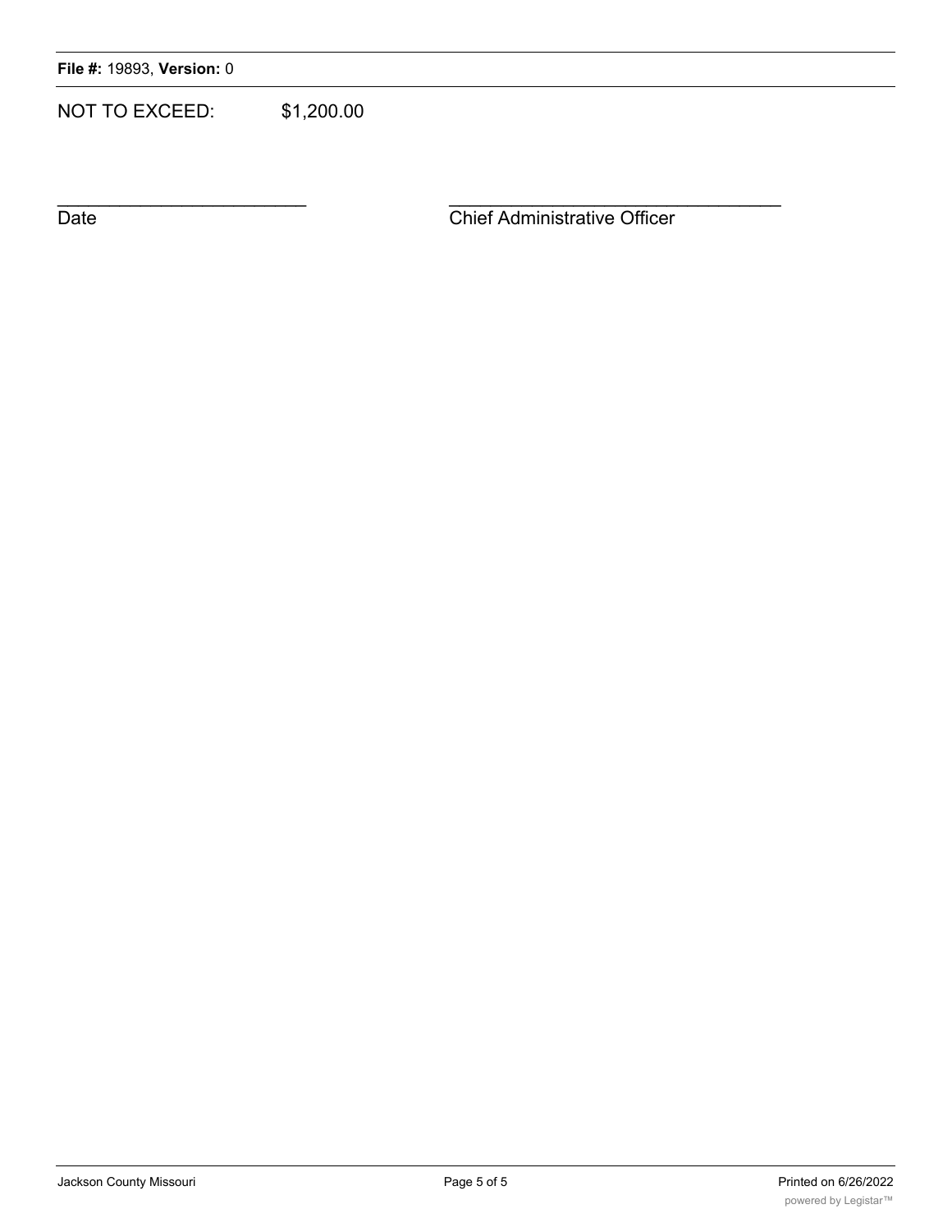NOT TO EXCEED: $1,200.00

_________________________ _________________________________

Date Chief Administrative Officer